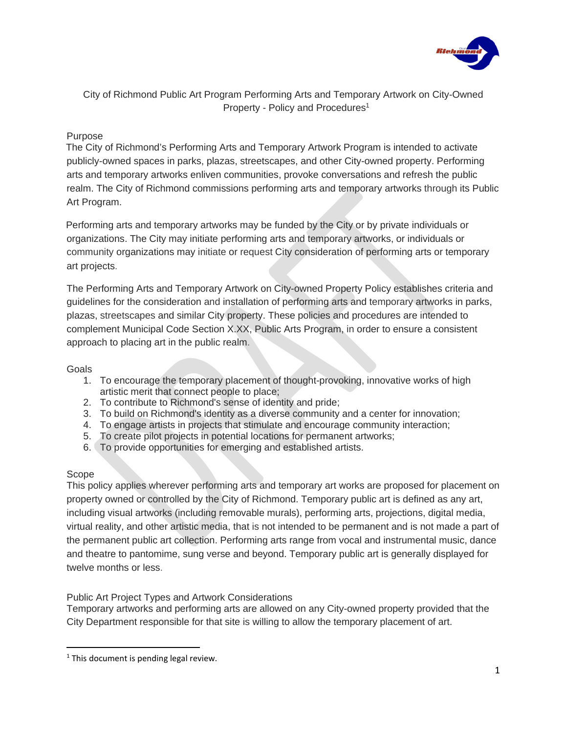# City of Richmond Public Art Program Performing Arts and Temporary Artwork on City-Owned Property - Policy and Procedures[1]

## Purpose

The City of Richmond's Performing Arts and Temporary Artwork Program is intended to activate publicly-owned spaces in parks, plazas, streetscapes, and other City-owned property. Performing arts and temporary artworks enliven communities, provoke conversations and refresh the public realm. The City of Richmond commissions performing arts and temporary artworks through its Public Art Program.

Performing arts and temporary artworks may be funded by the City or by private individuals or organizations. The City may initiate performing arts and temporary artworks, or individuals or community organizations may initiate or request City consideration of performing arts or temporary art projects.

The Performing Arts and Temporary Artwork on City-owned Property Policy establishes criteria and guidelines for the consideration and installation of performing arts and temporary artworks in parks, plazas, streetscapes and similar City property. These policies and procedures are intended to complement Municipal Code Section X.XX, Public Arts Program, in order to ensure a consistent approach to placing art in the public realm.

## Goals

1. To encourage the temporary placement of thought-provoking, innovative works of high artistic merit that connect people to place;
2. To contribute to Richmond's sense of identity and pride;
3. To build on Richmond's identity as a diverse community and a center for innovation;
4. To engage artists in projects that stimulate and encourage community interaction;
5. To create pilot projects in potential locations for permanent artworks;
6. To provide opportunities for emerging and established artists.

## Scope

This policy applies wherever performing arts and temporary art works are proposed for placement on property owned or controlled by the City of Richmond. Temporary public art is defined as any art, including visual artworks (including removable murals), performing arts, projections, digital media, virtual reality, and other artistic media, that is not intended to be permanent and is not made a part of the permanent public art collection. Performing arts range from vocal and instrumental music, dance and theatre to pantomime, sung verse and beyond. Temporary public art is generally displayed for twelve months or less.

## Public Art Project Types and Artwork Considerations

Temporary artworks and performing arts are allowed on any City-owned property provided that the City Department responsible for that site is willing to allow the temporary placement of art.

---

[1] This document is pending legal review.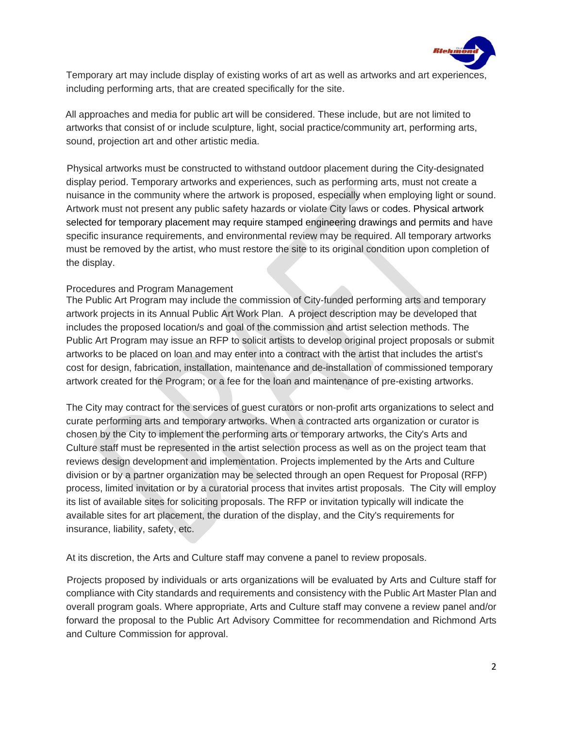Temporary art may include display of existing works of art as well as artworks and art experiences, including performing arts, that are created specifically for the site.

All approaches and media for public art will be considered. These include, but are not limited to artworks that consist of or include sculpture, light, social practice/community art, performing arts, sound, projection art and other artistic media.

Physical artworks must be constructed to withstand outdoor placement during the City-designated display period. Temporary artworks and experiences, such as performing arts, must not create a nuisance in the community where the artwork is proposed, especially when employing light or sound. Artwork must not present any public safety hazards or violate City laws or codes. Physical artwork selected for temporary placement may require stamped engineering drawings and permits and have specific insurance requirements, and environmental review may be required. All temporary artworks must be removed by the artist, who must restore the site to its original condition upon completion of the display.

## Procedures and Program Management

The Public Art Program may include the commission of City-funded performing arts and temporary artwork projects in its Annual Public Art Work Plan. A project description may be developed that includes the proposed location/s and goal of the commission and artist selection methods. The Public Art Program may issue an RFP to solicit artists to develop original project proposals or submit artworks to be placed on loan and may enter into a contract with the artist that includes the artist's cost for design, fabrication, installation, maintenance and de-installation of commissioned temporary artwork created for the Program; or a fee for the loan and maintenance of pre-existing artworks.

The City may contract for the services of guest curators or non-profit arts organizations to select and curate performing arts and temporary artworks. When a contracted arts organization or curator is chosen by the City to implement the performing arts or temporary artworks, the City's Arts and Culture staff must be represented in the artist selection process as well as on the project team that reviews design development and implementation. Projects implemented by the Arts and Culture division or by a partner organization may be selected through an open Request for Proposal (RFP) process, limited invitation or by a curatorial process that invites artist proposals. The City will employ its list of available sites for soliciting proposals. The RFP or invitation typically will indicate the available sites for art placement, the duration of the display, and the City's requirements for insurance, liability, safety, etc.

At its discretion, the Arts and Culture staff may convene a panel to review proposals.

Projects proposed by individuals or arts organizations will be evaluated by Arts and Culture staff for compliance with City standards and requirements and consistency with the Public Art Master Plan and overall program goals. Where appropriate, Arts and Culture staff may convene a review panel and/or forward the proposal to the Public Art Advisory Committee for recommendation and Richmond Arts and Culture Commission for approval.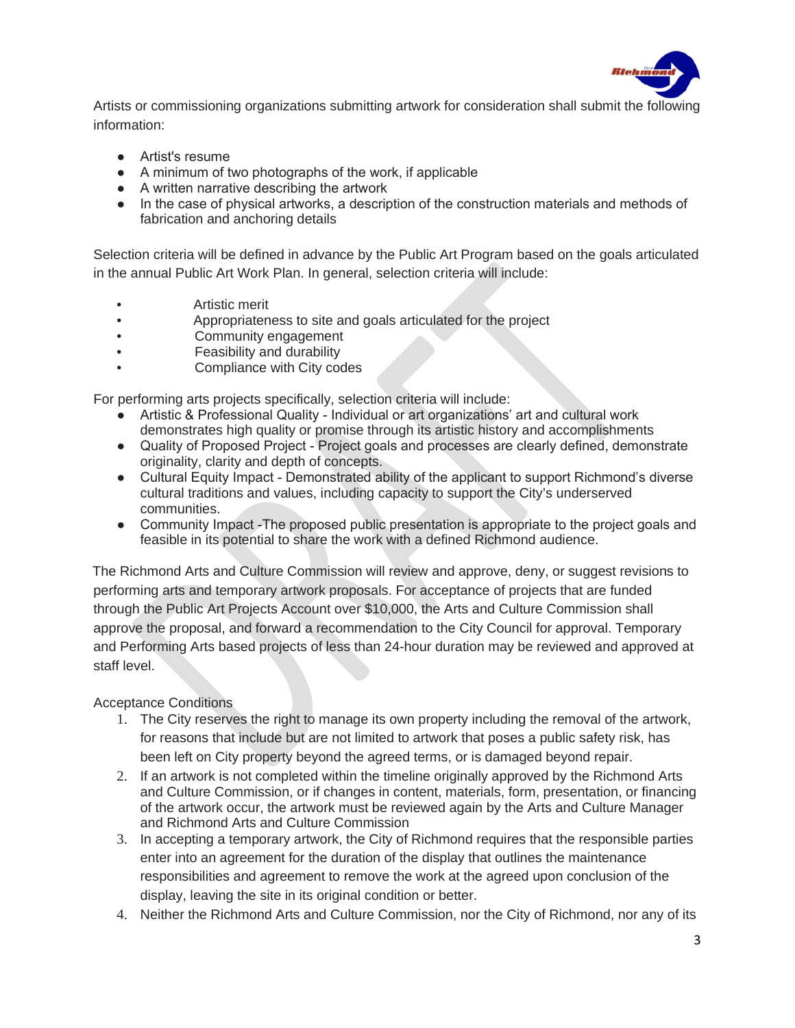Artists or commissioning organizations submitting artwork for consideration shall submit the following information:

- Artist's resume
- A minimum of two photographs of the work, if applicable
- A written narrative describing the artwork
- In the case of physical artworks, a description of the construction materials and methods of fabrication and anchoring details

Selection criteria will be defined in advance by the Public Art Program based on the goals articulated in the annual Public Art Work Plan. In general, selection criteria will include:

- Artistic merit
- Appropriateness to site and goals articulated for the project
- Community engagement
- Feasibility and durability
- Compliance with City codes

For performing arts projects specifically, selection criteria will include:

- Artistic & Professional Quality - Individual or art organizations' art and cultural work demonstrates high quality or promise through its artistic history and accomplishments
- Quality of Proposed Project - Project goals and processes are clearly defined, demonstrate originality, clarity and depth of concepts.
- Cultural Equity Impact - Demonstrated ability of the applicant to support Richmond's diverse cultural traditions and values, including capacity to support the City's underserved communities.
- Community Impact -The proposed public presentation is appropriate to the project goals and feasible in its potential to share the work with a defined Richmond audience.

The Richmond Arts and Culture Commission will review and approve, deny, or suggest revisions to performing arts and temporary artwork proposals. For acceptance of projects that are funded through the Public Art Projects Account over $10,000, the Arts and Culture Commission shall approve the proposal, and forward a recommendation to the City Council for approval. Temporary and Performing Arts based projects of less than 24-hour duration may be reviewed and approved at staff level.

Acceptance Conditions

1. The City reserves the right to manage its own property including the removal of the artwork, for reasons that include but are not limited to artwork that poses a public safety risk, has been left on City property beyond the agreed terms, or is damaged beyond repair.
2. If an artwork is not completed within the timeline originally approved by the Richmond Arts and Culture Commission, or if changes in content, materials, form, presentation, or financing of the artwork occur, the artwork must be reviewed again by the Arts and Culture Manager and Richmond Arts and Culture Commission
3. In accepting a temporary artwork, the City of Richmond requires that the responsible parties enter into an agreement for the duration of the display that outlines the maintenance responsibilities and agreement to remove the work at the agreed upon conclusion of the display, leaving the site in its original condition or better.
4. Neither the Richmond Arts and Culture Commission, nor the City of Richmond, nor any of its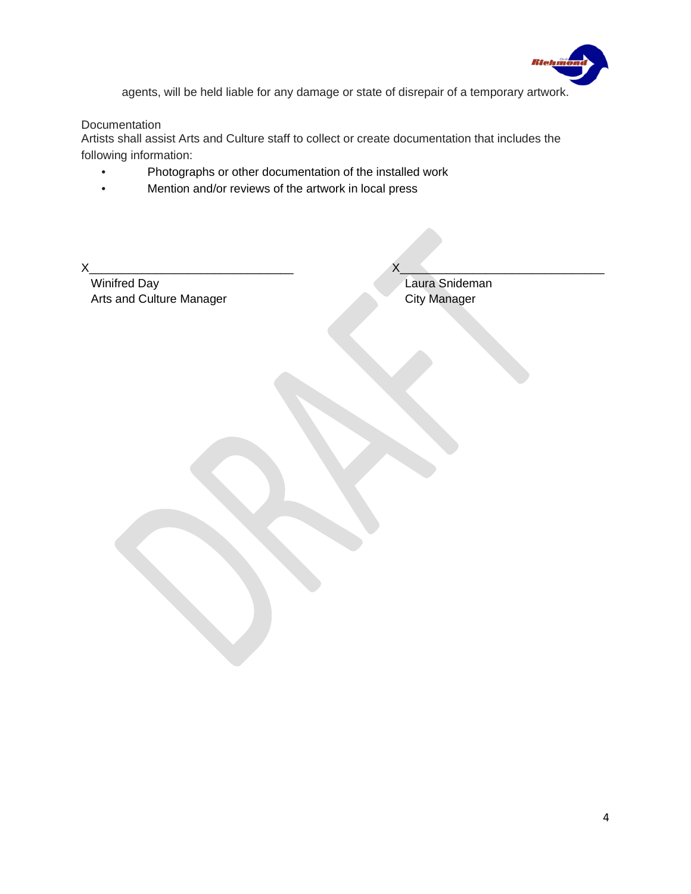agents, will be held liable for any damage or state of disrepair of a temporary artwork.

Documentation

Artists shall assist Arts and Culture staff to collect or create documentation that includes the following information:

- Photographs or other documentation of the installed work
- Mention and/or reviews of the artwork in local press

X______________________________
Winifred Day
Arts and Culture Manager

X______________________________
Laura Snideman
City Manager